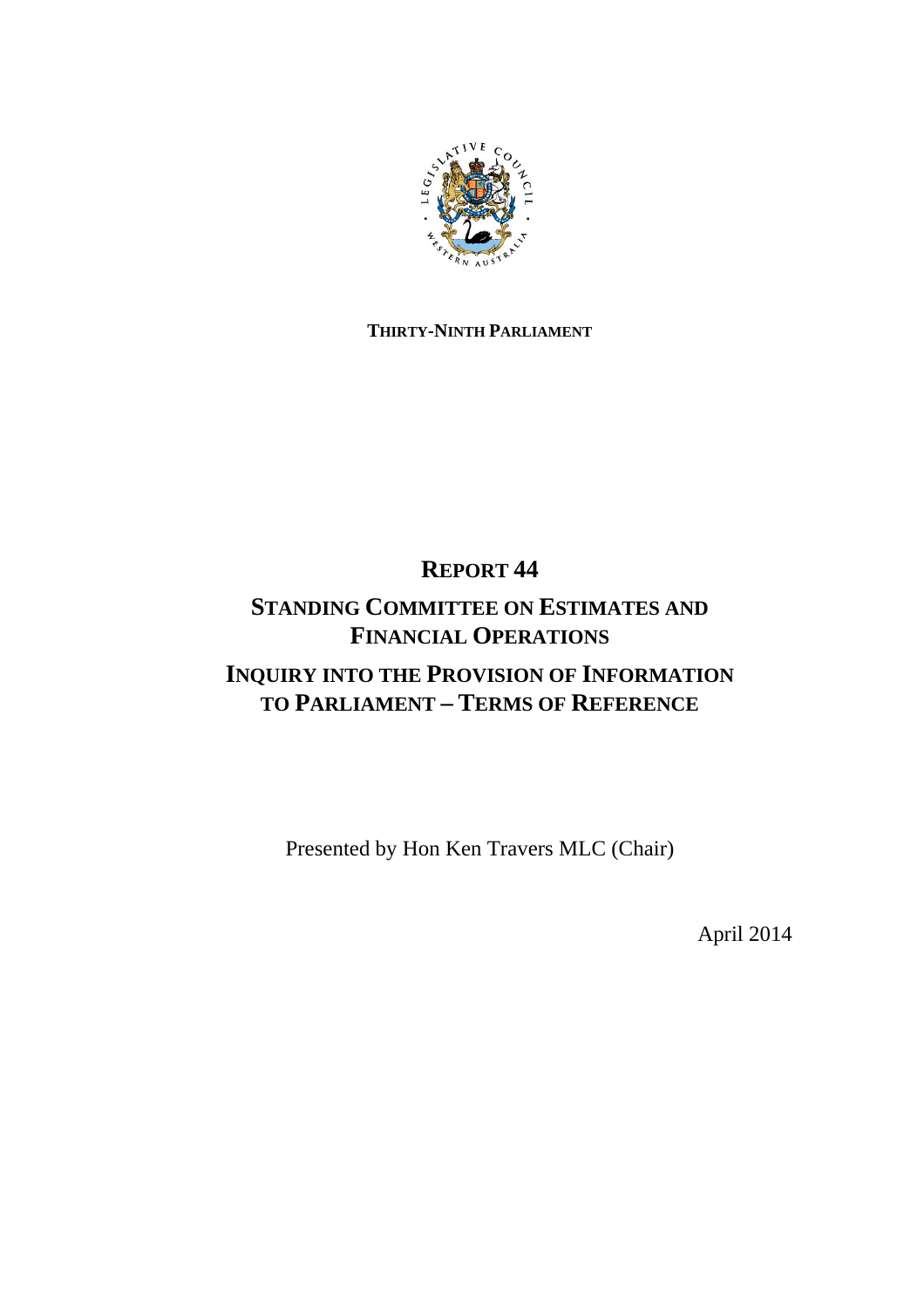THIRTY-NINTH PARLIAMENT

# REPORT 44

## STANDING COMMITTEE ON ESTIMATES AND FINANCIAL OPERATIONS

## INQUIRY INTO THE PROVISION OF INFORMATION TO PARLIAMENT – TERMS OF REFERENCE

Presented by Hon Ken Travers MLC (Chair)

April 2014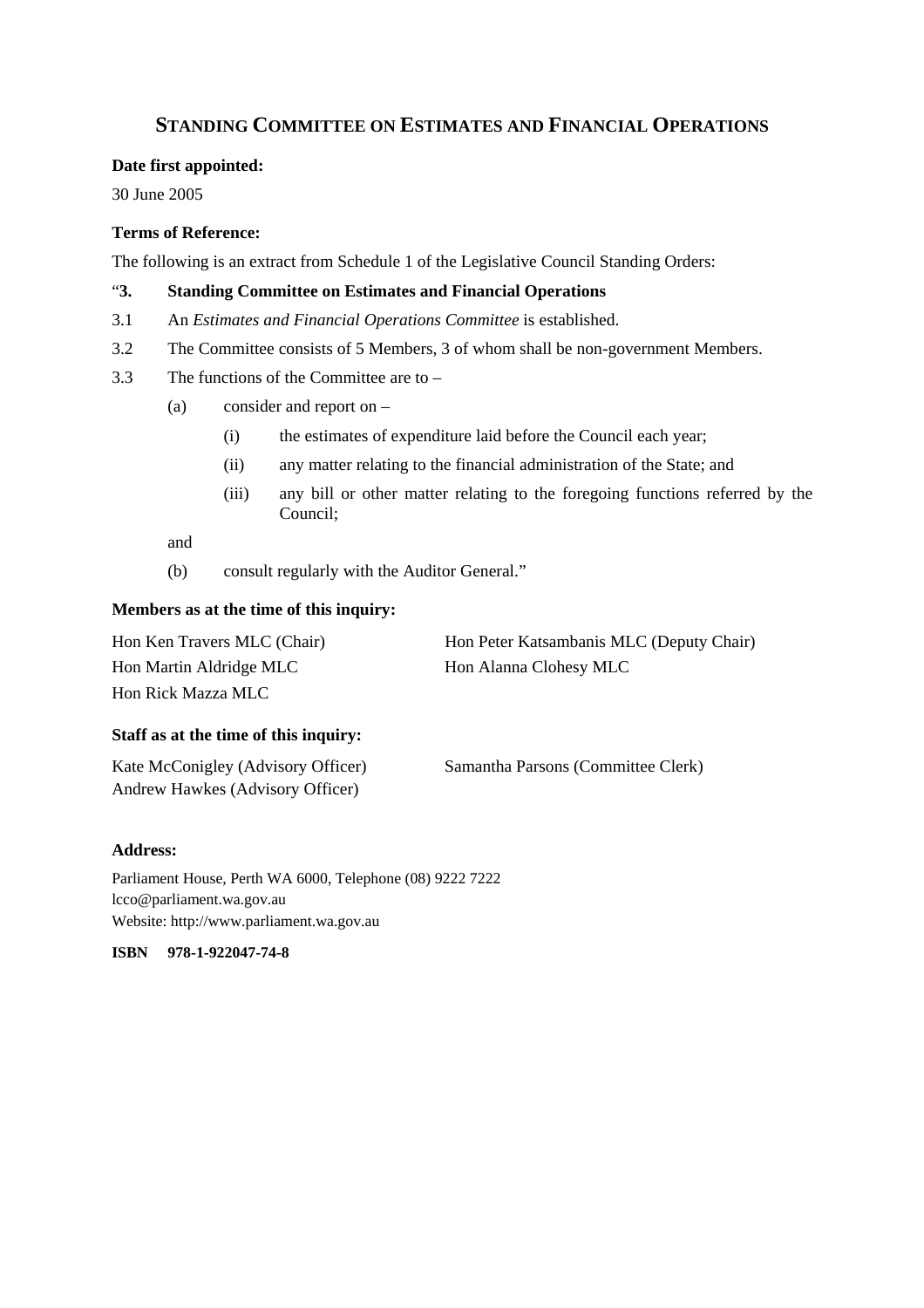# STANDING COMMITTEE ON ESTIMATES AND FINANCIAL OPERATIONS

**Date first appointed:**

30 June 2005

**Terms of Reference:**

The following is an extract from Schedule 1 of the Legislative Council Standing Orders:

"**3. Standing Committee on Estimates and Financial Operations**

3.1 An *Estimates and Financial Operations Committee* is established.

3.2 The Committee consists of 5 Members, 3 of whom shall be non-government Members.

3.3 The functions of the Committee are to –

- (a) consider and report on –
  - (i) the estimates of expenditure laid before the Council each year;
  - (ii) any matter relating to the financial administration of the State; and
  - (iii) any bill or other matter relating to the foregoing functions referred by the Council;

and

- (b) consult regularly with the Auditor General."

**Members as at the time of this inquiry:**

Hon Ken Travers MLC (Chair)
Hon Peter Katsambanis MLC (Deputy Chair)
Hon Martin Aldridge MLC
Hon Alanna Clohesy MLC
Hon Rick Mazza MLC

**Staff as at the time of this inquiry:**

Kate McConigley (Advisory Officer)
Samantha Parsons (Committee Clerk)
Andrew Hawkes (Advisory Officer)

**Address:**

Parliament House, Perth WA 6000, Telephone (08) 9222 7222
lcco@parliament.wa.gov.au
Website: http://www.parliament.wa.gov.au

**ISBN 978-1-922047-74-8**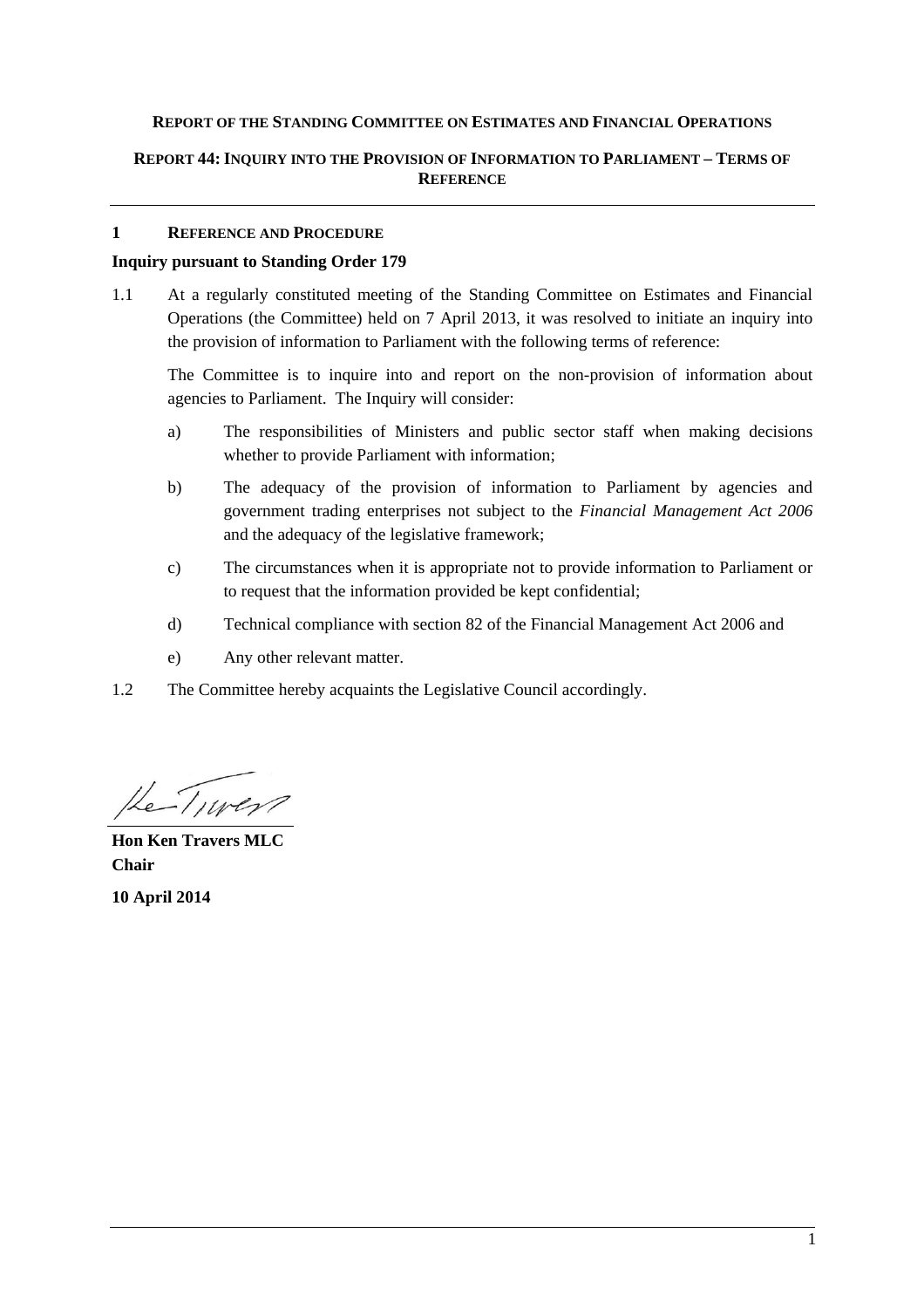**REPORT OF THE STANDING COMMITTEE ON ESTIMATES AND FINANCIAL OPERATIONS**

**REPORT 44: INQUIRY INTO THE PROVISION OF INFORMATION TO PARLIAMENT – TERMS OF REFERENCE**

---

## 1 REFERENCE AND PROCEDURE

**Inquiry pursuant to Standing Order 179**

1.1 At a regularly constituted meeting of the Standing Committee on Estimates and Financial Operations (the Committee) held on 7 April 2013, it was resolved to initiate an inquiry into the provision of information to Parliament with the following terms of reference:

The Committee is to inquire into and report on the non-provision of information about agencies to Parliament. The Inquiry will consider:

a) The responsibilities of Ministers and public sector staff when making decisions whether to provide Parliament with information;

b) The adequacy of the provision of information to Parliament by agencies and government trading enterprises not subject to the *Financial Management Act 2006* and the adequacy of the legislative framework;

c) The circumstances when it is appropriate not to provide information to Parliament or to request that the information provided be kept confidential;

d) Technical compliance with section 82 of the Financial Management Act 2006 and

e) Any other relevant matter.

1.2 The Committee hereby acquaints the Legislative Council accordingly.

**Hon Ken Travers MLC**
**Chair**

**10 April 2014**